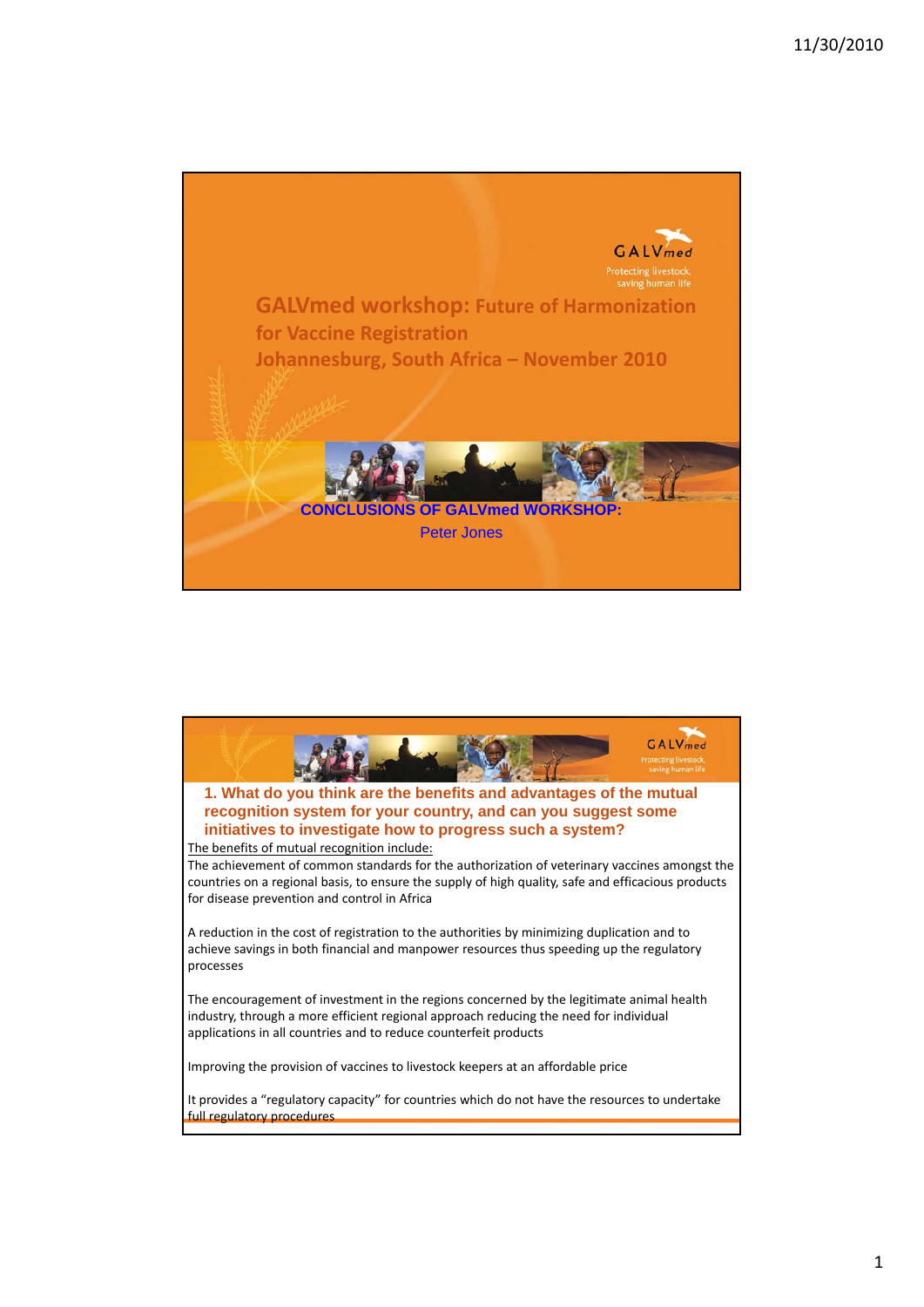# GALVmed workshop: Future of Harmonization for Vaccine Registration

## Johannesburg, South Africa – November 2010

**CONCLUSIONS OF GALVmed WORKSHOP:**

Peter Jones

---

### 1. What do you think are the benefits and advantages of the mutual recognition system for your country, and can you suggest some initiatives to investigate how to progress such a system?

The benefits of mutual recognition include:

The achievement of common standards for the authorization of veterinary vaccines amongst the countries on a regional basis, to ensure the supply of high quality, safe and efficacious products for disease prevention and control in Africa

A reduction in the cost of registration to the authorities by minimizing duplication and to achieve savings in both financial and manpower resources thus speeding up the regulatory processes

The encouragement of investment in the regions concerned by the legitimate animal health industry, through a more efficient regional approach reducing the need for individual applications in all countries and to reduce counterfeit products

Improving the provision of vaccines to livestock keepers at an affordable price

It provides a "regulatory capacity" for countries which do not have the resources to undertake full regulatory procedures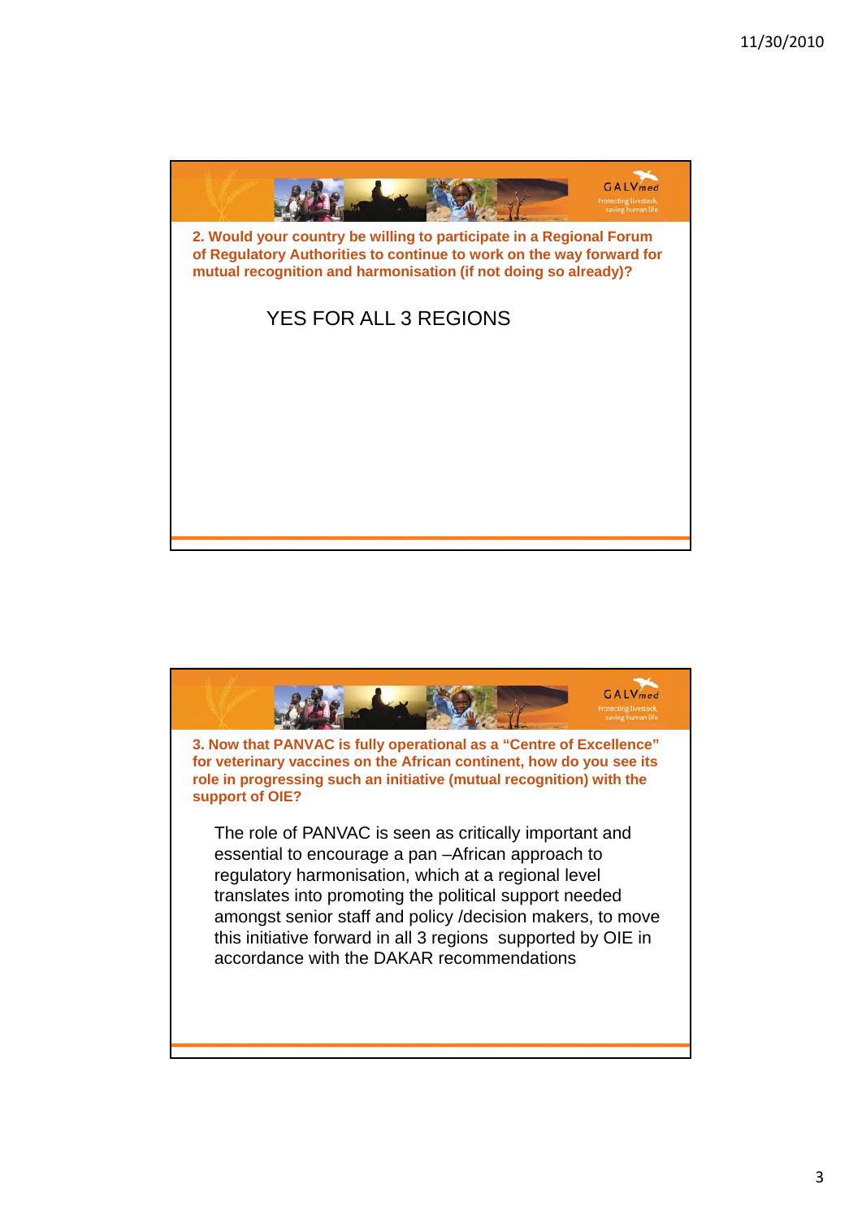**2. Would your country be willing to participate in a Regional Forum of Regulatory Authorities to continue to work on the way forward for mutual recognition and harmonisation (if not doing so already)?**

YES FOR ALL 3 REGIONS

**3. Now that PANVAC is fully operational as a "Centre of Excellence" for veterinary vaccines on the African continent, how do you see its role in progressing such an initiative (mutual recognition) with the support of OIE?**

The role of PANVAC is seen as critically important and essential to encourage a pan –African approach to regulatory harmonisation, which at a regional level translates into promoting the political support needed amongst senior staff and policy /decision makers, to move this initiative forward in all 3 regions supported by OIE in accordance with the DAKAR recommendations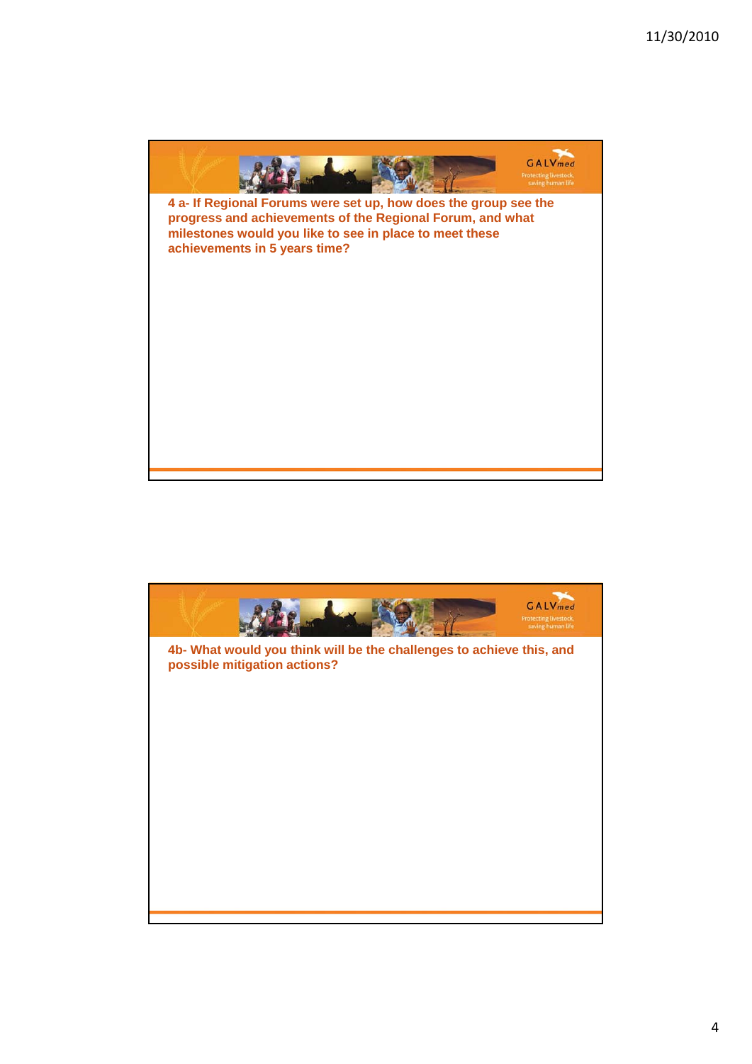4 a- If Regional Forums were set up, how does the group see the progress and achievements of the Regional Forum, and what milestones would you like to see in place to meet these achievements in 5 years time?

4b- What would you think will be the challenges to achieve this, and possible mitigation actions?